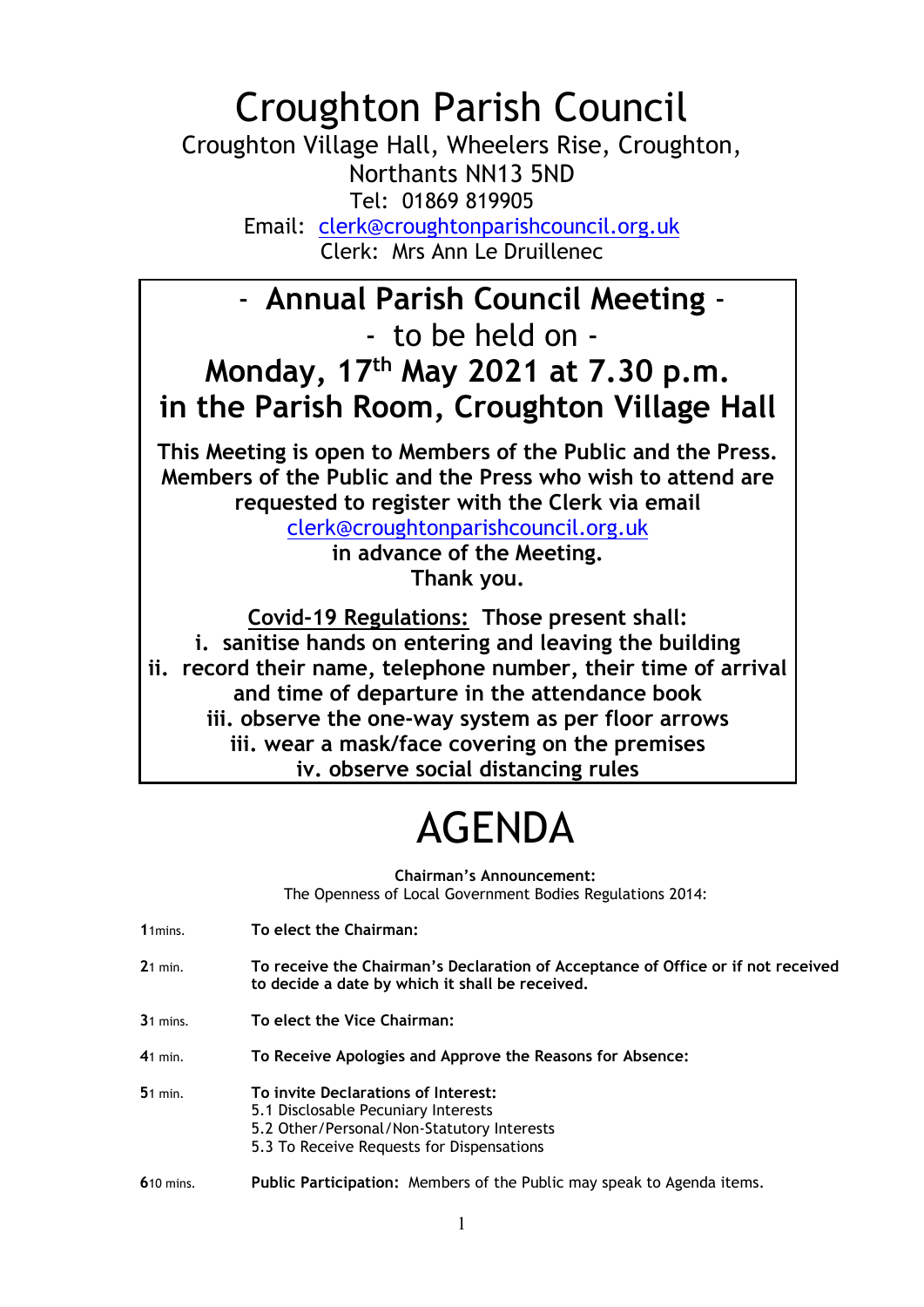# Croughton Parish Council

Croughton Village Hall, Wheelers Rise, Croughton,
Northants NN13 5ND
Tel: 01869 819905
Email: clerk@croughtonparishcouncil.org.uk
Clerk: Mrs Ann Le Druillenec

## - Annual Parish Council Meeting -

- to be held on -

## Monday, 17th May 2021 at 7.30 p.m. in the Parish Room, Croughton Village Hall

**This Meeting is open to Members of the Public and the Press. Members of the Public and the Press who wish to attend are requested to register with the Clerk via email clerk@croughtonparishcouncil.org.uk in advance of the Meeting. Thank you.**

**Covid-19 Regulations: Those present shall:**

**i. sanitise hands on entering and leaving the building**
**ii. record their name, telephone number, their time of arrival and time of departure in the attendance book**
**iii. observe the one-way system as per floor arrows**
**iii. wear a mask/face covering on the premises**
**iv. observe social distancing rules**

# AGENDA

**Chairman's Announcement:**
The Openness of Local Government Bodies Regulations 2014:

**1** 1mins. **To elect the Chairman:**

**2** 1 min. **To receive the Chairman's Declaration of Acceptance of Office or if not received to decide a date by which it shall be received.**

**3** 1 mins. **To elect the Vice Chairman:**

**4** 1 min. **To Receive Apologies and Approve the Reasons for Absence:**

**5** 1 min. **To invite Declarations of Interest:**
5.1 Disclosable Pecuniary Interests
5.2 Other/Personal/Non-Statutory Interests
5.3 To Receive Requests for Dispensations

**6** 10 mins. **Public Participation:** Members of the Public may speak to Agenda items.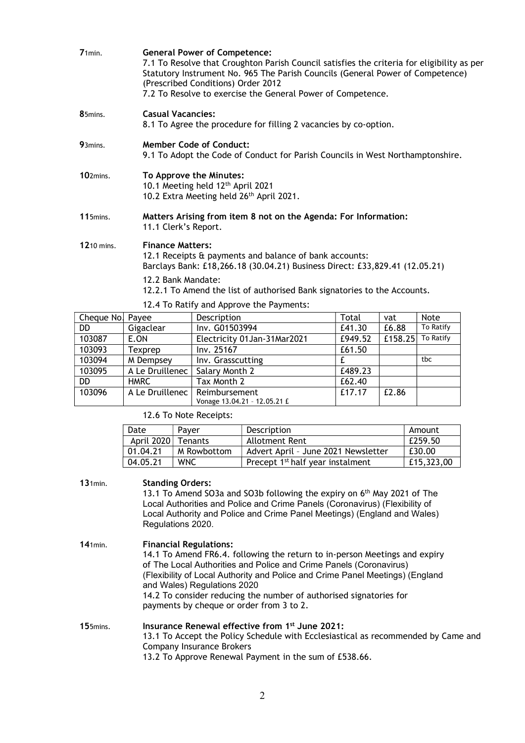**7** 1min. **General Power of Competence:**

7.1 To Resolve that Croughton Parish Council satisfies the criteria for eligibility as per Statutory Instrument No. 965 The Parish Councils (General Power of Competence) (Prescribed Conditions) Order 2012

7.2 To Resolve to exercise the General Power of Competence.

**8** 5mins. **Casual Vacancies:**

8.1 To Agree the procedure for filling 2 vacancies by co-option.

**9** 3mins. **Member Code of Conduct:**

9.1 To Adopt the Code of Conduct for Parish Councils in West Northamptonshire.

**10** 2mins. **To Approve the Minutes:**

10.1 Meeting held 12th April 2021

10.2 Extra Meeting held 26th April 2021.

**11** 5mins. **Matters Arising from item 8 not on the Agenda: For Information:**

11.1 Clerk's Report.

**12** 10 mins. **Finance Matters:**

12.1 Receipts & payments and balance of bank accounts:

Barclays Bank: £18,266.18 (30.04.21) Business Direct: £33,829.41 (12.05.21)

12.2 Bank Mandate:

12.2.1 To Amend the list of authorised Bank signatories to the Accounts.

12.4 To Ratify and Approve the Payments:

| Cheque No. | Payee | Description | Total | vat | Note |
|---|---|---|---|---|---|
| DD | Gigaclear | Inv. G01503994 | £41.30 | £6.88 | To Ratify |
| 103087 | E.ON | Electricity 01Jan-31Mar2021 | £949.52 | £158.25 | To Ratify |
| 103093 | Texprep | Inv. 25167 | £61.50 | | |
| 103094 | M Dempsey | Inv. Grasscutting | £ | | tbc |
| 103095 | A Le Druillenec | Salary Month 2 | £489.23 | | |
| DD | HMRC | Tax Month 2 | £62.40 | | |
| 103096 | A Le Druillenec | Reimbursement Vonage 13.04.21 – 12.05.21 £ | £17.17 | £2.86 | |

12.6 To Note Receipts:

| Date | Payer | Description | Amount |
|---|---|---|---|
| April 2020 | Tenants | Allotment Rent | £259.50 |
| 01.04.21 | M Rowbottom | Advert April – June 2021 Newsletter | £30.00 |
| 04.05.21 | WNC | Precept 1st half year instalment | £15,323,00 |

**13** 1min. **Standing Orders:**

13.1 To Amend SO3a and SO3b following the expiry on 6th May 2021 of The Local Authorities and Police and Crime Panels (Coronavirus) (Flexibility of Local Authority and Police and Crime Panel Meetings) (England and Wales) Regulations 2020.

**14** 1min. **Financial Regulations:**

14.1 To Amend FR6.4. following the return to in-person Meetings and expiry of The Local Authorities and Police and Crime Panels (Coronavirus) (Flexibility of Local Authority and Police and Crime Panel Meetings) (England and Wales) Regulations 2020

14.2 To consider reducing the number of authorised signatories for payments by cheque or order from 3 to 2.

**15** 5mins. **Insurance Renewal effective from 1st June 2021:**

13.1 To Accept the Policy Schedule with Ecclesiastical as recommended by Came and Company Insurance Brokers

13.2 To Approve Renewal Payment in the sum of £538.66.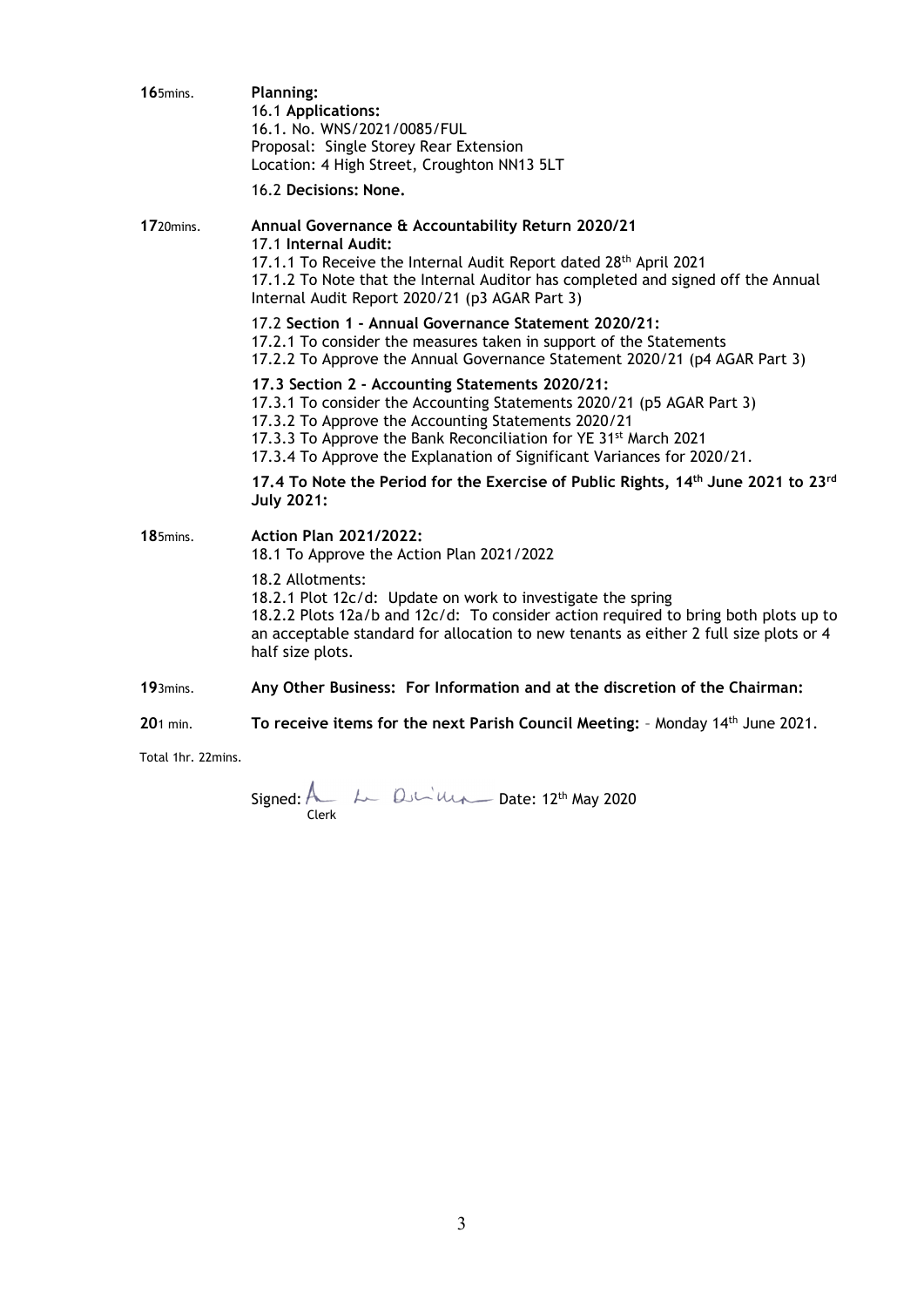**16** 5mins. **Planning:**

16.1 **Applications:**

16.1. No. WNS/2021/0085/FUL

Proposal: Single Storey Rear Extension

Location: 4 High Street, Croughton NN13 5LT

16.2 **Decisions: None.**

**17** 20mins. **Annual Governance & Accountability Return 2020/21**

17.1 **Internal Audit:**

17.1.1 To Receive the Internal Audit Report dated 28th April 2021

17.1.2 To Note that the Internal Auditor has completed and signed off the Annual Internal Audit Report 2020/21 (p3 AGAR Part 3)

17.2 **Section 1 - Annual Governance Statement 2020/21:**

17.2.1 To consider the measures taken in support of the Statements

17.2.2 To Approve the Annual Governance Statement 2020/21 (p4 AGAR Part 3)

**17.3 Section 2 - Accounting Statements 2020/21:**

17.3.1 To consider the Accounting Statements 2020/21 (p5 AGAR Part 3)

17.3.2 To Approve the Accounting Statements 2020/21

17.3.3 To Approve the Bank Reconciliation for YE 31st March 2021

17.3.4 To Approve the Explanation of Significant Variances for 2020/21.

**17.4 To Note the Period for the Exercise of Public Rights, 14th June 2021 to 23rd July 2021:**

**18** 5mins. **Action Plan 2021/2022:**

18.1 To Approve the Action Plan 2021/2022

18.2 Allotments:

18.2.1 Plot 12c/d: Update on work to investigate the spring

18.2.2 Plots 12a/b and 12c/d: To consider action required to bring both plots up to an acceptable standard for allocation to new tenants as either 2 full size plots or 4 half size plots.

**19** 3mins. **Any Other Business: For Information and at the discretion of the Chairman:**

**20** 1 min. **To receive items for the next Parish Council Meeting:** - Monday 14th June 2021.

Total 1hr. 22mins.

Signed: [signature] Clerk Date: 12th May 2020